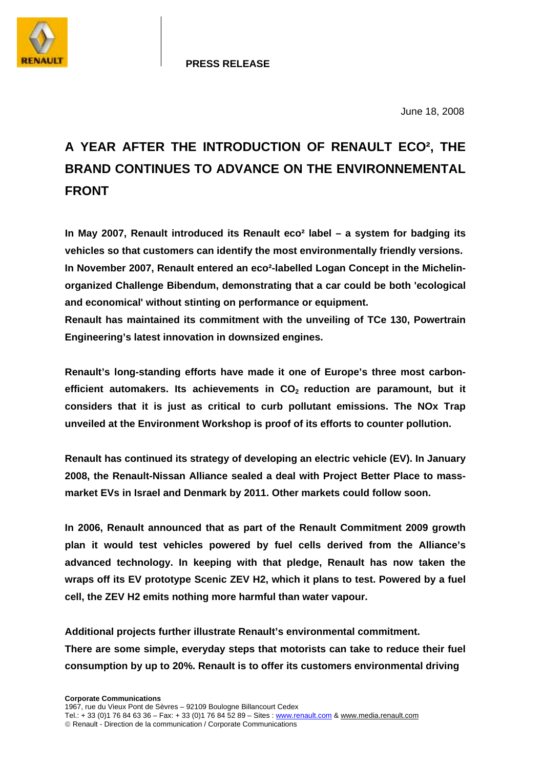**PRESS RELEASE**

June 18, 2008

# A YEAR AFTER THE INTRODUCTION OF RENAULT ECO², THE BRAND CONTINUES TO ADVANCE ON THE ENVIRONNEMENTAL FRONT

**In May 2007, Renault introduced its Renault eco² label – a system for badging its vehicles so that customers can identify the most environmentally friendly versions. In November 2007, Renault entered an eco²-labelled Logan Concept in the Michelin-organized Challenge Bibendum, demonstrating that a car could be both 'ecological and economical' without stinting on performance or equipment.**
**Renault has maintained its commitment with the unveiling of TCe 130, Powertrain Engineering's latest innovation in downsized engines.**

**Renault's long-standing efforts have made it one of Europe's three most carbon-efficient automakers. Its achievements in $CO_2$ reduction are paramount, but it considers that it is just as critical to curb pollutant emissions. The NOx Trap unveiled at the Environment Workshop is proof of its efforts to counter pollution.**

**Renault has continued its strategy of developing an electric vehicle (EV). In January 2008, the Renault-Nissan Alliance sealed a deal with Project Better Place to mass-market EVs in Israel and Denmark by 2011. Other markets could follow soon.**

**In 2006, Renault announced that as part of the Renault Commitment 2009 growth plan it would test vehicles powered by fuel cells derived from the Alliance's advanced technology. In keeping with that pledge, Renault has now taken the wraps off its EV prototype Scenic ZEV H2, which it plans to test. Powered by a fuel cell, the ZEV H2 emits nothing more harmful than water vapour.**

**Additional projects further illustrate Renault's environmental commitment.**
**There are some simple, everyday steps that motorists can take to reduce their fuel consumption by up to 20%. Renault is to offer its customers environmental driving**

**Corporate Communications**
1967, rue du Vieux Pont de Sèvres – 92109 Boulogne Billancourt Cedex
Tel.: + 33 (0)1 76 84 63 36 – Fax: + 33 (0)1 76 84 52 89 – Sites : www.renault.com & www.media.renault.com
© Renault - Direction de la communication / Corporate Communications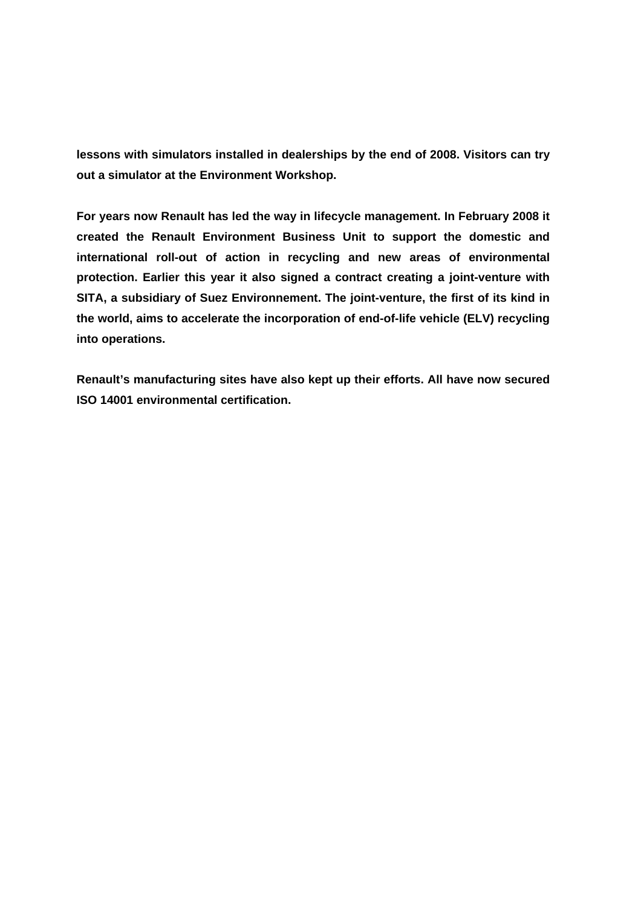**lessons with simulators installed in dealerships by the end of 2008. Visitors can try out a simulator at the Environment Workshop.**

**For years now Renault has led the way in lifecycle management. In February 2008 it created the Renault Environment Business Unit to support the domestic and international roll-out of action in recycling and new areas of environmental protection. Earlier this year it also signed a contract creating a joint-venture with SITA, a subsidiary of Suez Environnement. The joint-venture, the first of its kind in the world, aims to accelerate the incorporation of end-of-life vehicle (ELV) recycling into operations.**

**Renault's manufacturing sites have also kept up their efforts. All have now secured ISO 14001 environmental certification.**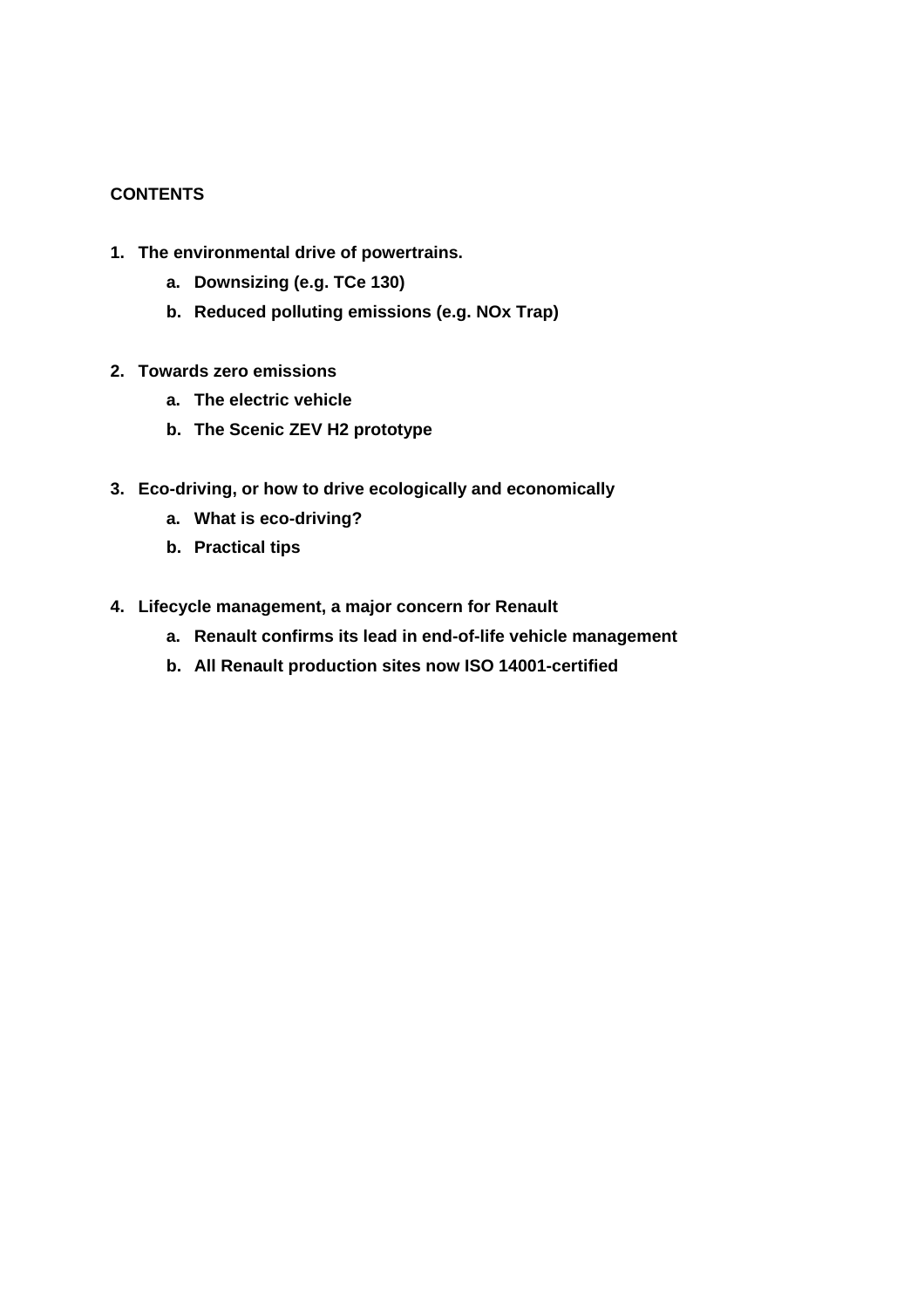**CONTENTS**

1. **The environmental drive of powertrains.**
    a. **Downsizing (e.g. TCe 130)**
    b. **Reduced polluting emissions (e.g. NOx Trap)**

2. **Towards zero emissions**
    a. **The electric vehicle**
    b. **The Scenic ZEV H2 prototype**

3. **Eco-driving, or how to drive ecologically and economically**
    a. **What is eco-driving?**
    b. **Practical tips**

4. **Lifecycle management, a major concern for Renault**
    a. **Renault confirms its lead in end-of-life vehicle management**
    b. **All Renault production sites now ISO 14001-certified**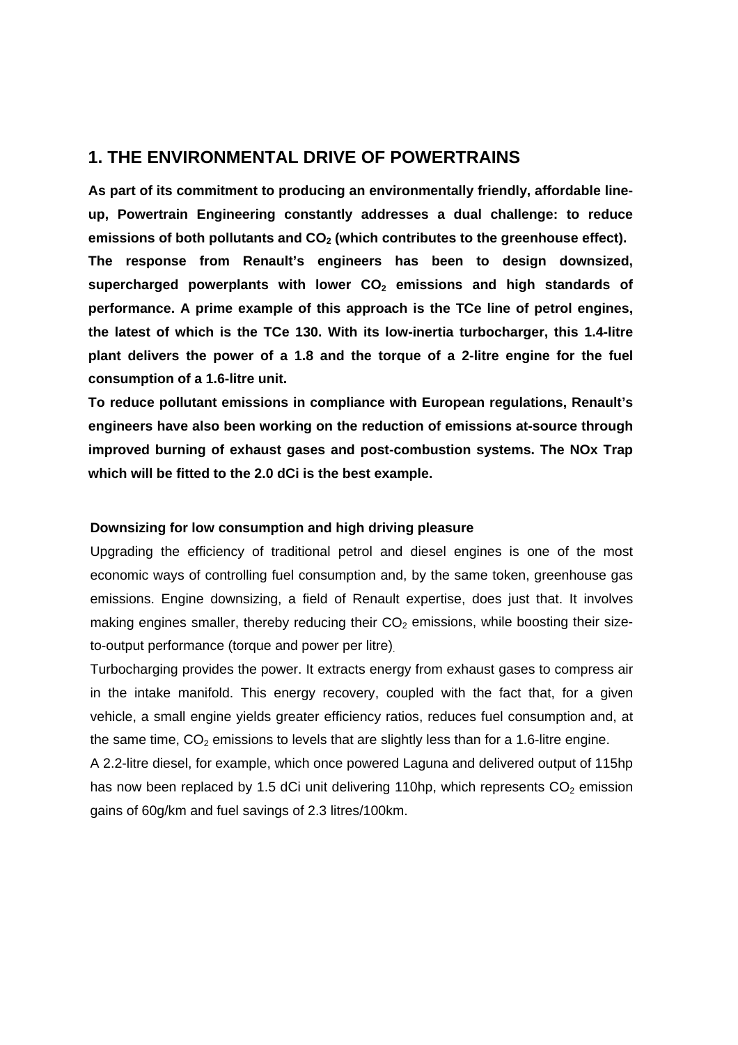## 1. THE ENVIRONMENTAL DRIVE OF POWERTRAINS

**As part of its commitment to producing an environmentally friendly, affordable line-up, Powertrain Engineering constantly addresses a dual challenge: to reduce emissions of both pollutants and $CO_2$ (which contributes to the greenhouse effect).**
**The response from Renault's engineers has been to design downsized, supercharged powerplants with lower $CO_2$ emissions and high standards of performance. A prime example of this approach is the TCe line of petrol engines, the latest of which is the TCe 130. With its low-inertia turbocharger, this 1.4-litre plant delivers the power of a 1.8 and the torque of a 2-litre engine for the fuel consumption of a 1.6-litre unit.**
**To reduce pollutant emissions in compliance with European regulations, Renault's engineers have also been working on the reduction of emissions at-source through improved burning of exhaust gases and post-combustion systems. The NOx Trap which will be fitted to the 2.0 dCi is the best example.**

### Downsizing for low consumption and high driving pleasure

Upgrading the efficiency of traditional petrol and diesel engines is one of the most economic ways of controlling fuel consumption and, by the same token, greenhouse gas emissions. Engine downsizing, a field of Renault expertise, does just that. It involves making engines smaller, thereby reducing their $CO_2$ emissions, while boosting their size-to-output performance (torque and power per litre).

Turbocharging provides the power. It extracts energy from exhaust gases to compress air in the intake manifold. This energy recovery, coupled with the fact that, for a given vehicle, a small engine yields greater efficiency ratios, reduces fuel consumption and, at the same time, $CO_2$ emissions to levels that are slightly less than for a 1.6-litre engine.

A 2.2-litre diesel, for example, which once powered Laguna and delivered output of 115hp has now been replaced by 1.5 dCi unit delivering 110hp, which represents $CO_2$ emission gains of 60g/km and fuel savings of 2.3 litres/100km.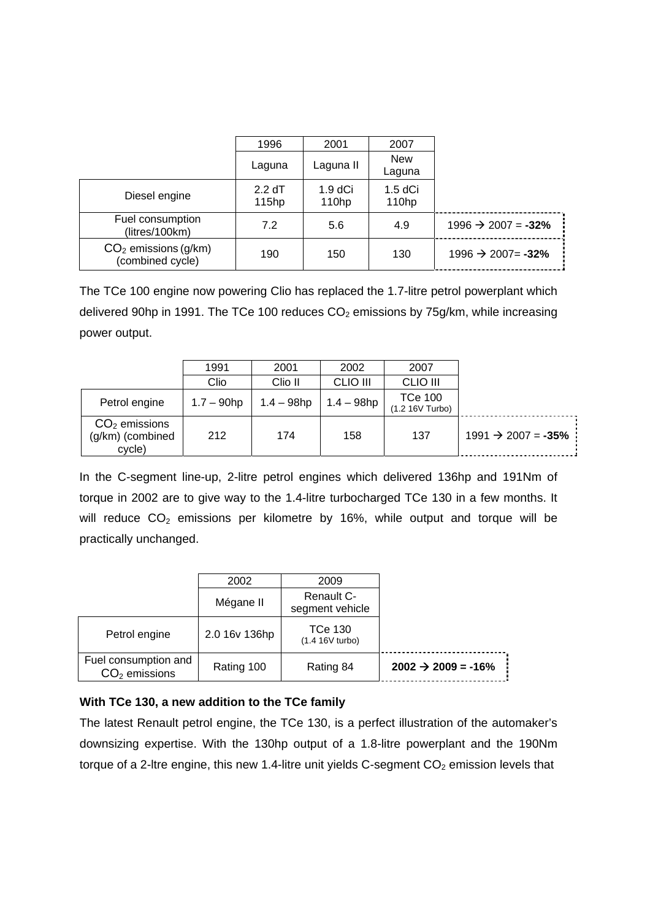| | 1996 | 2001 | 2007 | |
|---|---|---|---|---|
| | Laguna | Laguna II | New Laguna | |
| Diesel engine | 2.2 dT 115hp | 1.9 dCi 110hp | 1.5 dCi 110hp | |
| Fuel consumption (litres/100km) | 7.2 | 5.6 | 4.9 | 1996 → 2007 = **-32%** |
| $CO_2$ emissions (g/km) (combined cycle) | 190 | 150 | 130 | 1996 → 2007= **-32%** |

The TCe 100 engine now powering Clio has replaced the 1.7-litre petrol powerplant which delivered 90hp in 1991. The TCe 100 reduces $CO_2$ emissions by 75g/km, while increasing power output.

| | 1991 | 2001 | 2002 | 2007 | |
|---|---|---|---|---|---|
| | Clio | Clio II | CLIO III | CLIO III | |
| Petrol engine | 1.7 – 90hp | 1.4 – 98hp | 1.4 – 98hp | TCe 100 (1.2 16V Turbo) | |
| $CO_2$ emissions (g/km) (combined cycle) | 212 | 174 | 158 | 137 | 1991 → 2007 = **-35%** |

In the C-segment line-up, 2-litre petrol engines which delivered 136hp and 191Nm of torque in 2002 are to give way to the 1.4-litre turbocharged TCe 130 in a few months. It will reduce $CO_2$ emissions per kilometre by 16%, while output and torque will be practically unchanged.

| | 2002 | 2009 | |
|---|---|---|---|
| | Mégane II | Renault C-segment vehicle | |
| Petrol engine | 2.0 16v 136hp | TCe 130 (1.4 16V turbo) | |
| Fuel consumption and $CO_2$ emissions | Rating 100 | Rating 84 | **2002 → 2009 = -16%** |

**With TCe 130, a new addition to the TCe family**

The latest Renault petrol engine, the TCe 130, is a perfect illustration of the automaker's downsizing expertise. With the 130hp output of a 1.8-litre powerplant and the 190Nm torque of a 2-ltre engine, this new 1.4-litre unit yields C-segment $CO_2$ emission levels that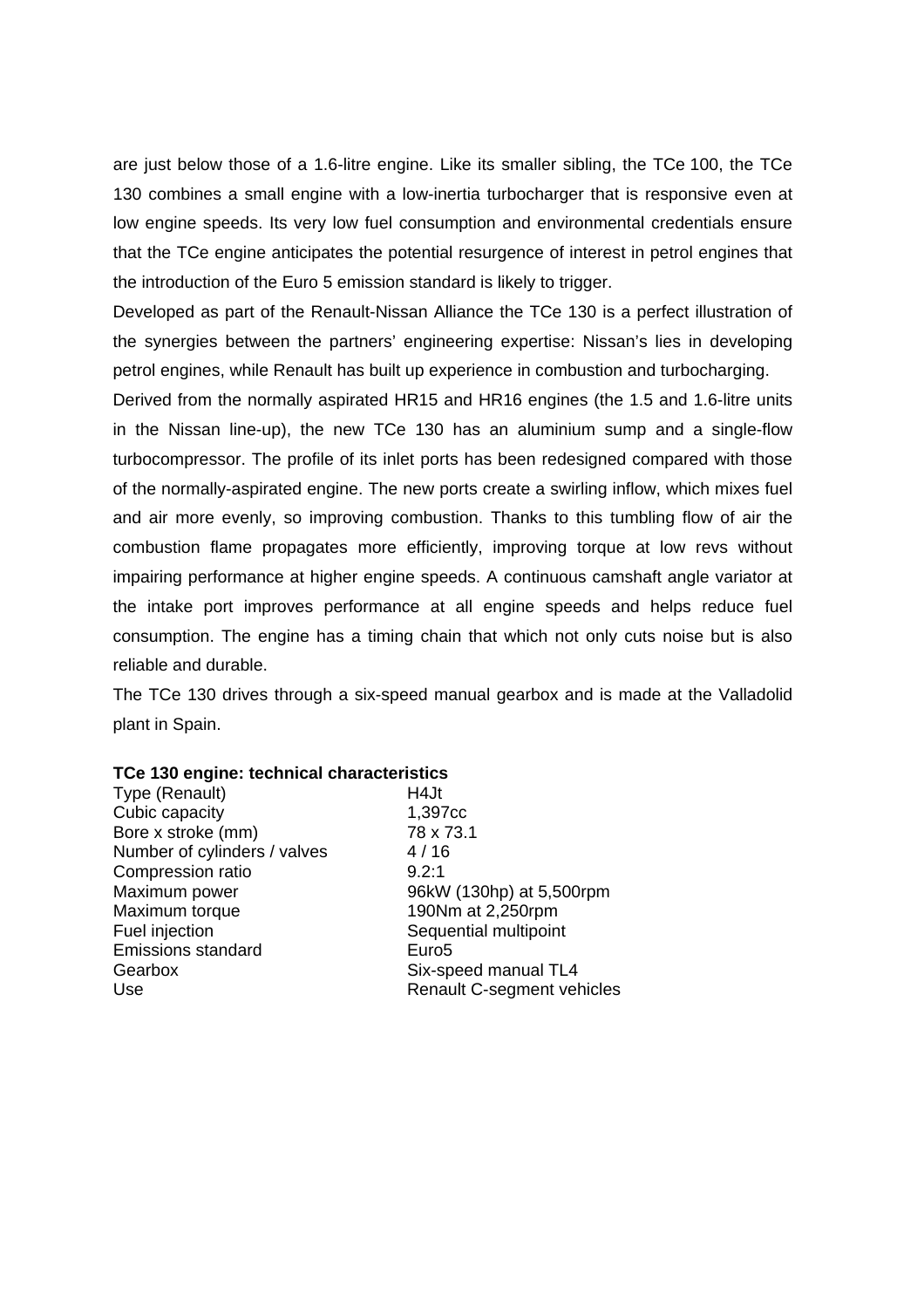are just below those of a 1.6-litre engine. Like its smaller sibling, the TCe 100, the TCe 130 combines a small engine with a low-inertia turbocharger that is responsive even at low engine speeds. Its very low fuel consumption and environmental credentials ensure that the TCe engine anticipates the potential resurgence of interest in petrol engines that the introduction of the Euro 5 emission standard is likely to trigger.

Developed as part of the Renault-Nissan Alliance the TCe 130 is a perfect illustration of the synergies between the partners' engineering expertise: Nissan's lies in developing petrol engines, while Renault has built up experience in combustion and turbocharging.

Derived from the normally aspirated HR15 and HR16 engines (the 1.5 and 1.6-litre units in the Nissan line-up), the new TCe 130 has an aluminium sump and a single-flow turbocompressor. The profile of its inlet ports has been redesigned compared with those of the normally-aspirated engine. The new ports create a swirling inflow, which mixes fuel and air more evenly, so improving combustion. Thanks to this tumbling flow of air the combustion flame propagates more efficiently, improving torque at low revs without impairing performance at higher engine speeds. A continuous camshaft angle variator at the intake port improves performance at all engine speeds and helps reduce fuel consumption. The engine has a timing chain that which not only cuts noise but is also reliable and durable.

The TCe 130 drives through a six-speed manual gearbox and is made at the Valladolid plant in Spain.

**TCe 130 engine: technical characteristics**

| | |
|---|---|
| Type (Renault) | H4Jt |
| Cubic capacity | 1,397cc |
| Bore x stroke (mm) | 78 x 73.1 |
| Number of cylinders / valves | 4 / 16 |
| Compression ratio | 9.2:1 |
| Maximum power | 96kW (130hp) at 5,500rpm |
| Maximum torque | 190Nm at 2,250rpm |
| Fuel injection | Sequential multipoint |
| Emissions standard | Euro5 |
| Gearbox | Six-speed manual TL4 |
| Use | Renault C-segment vehicles |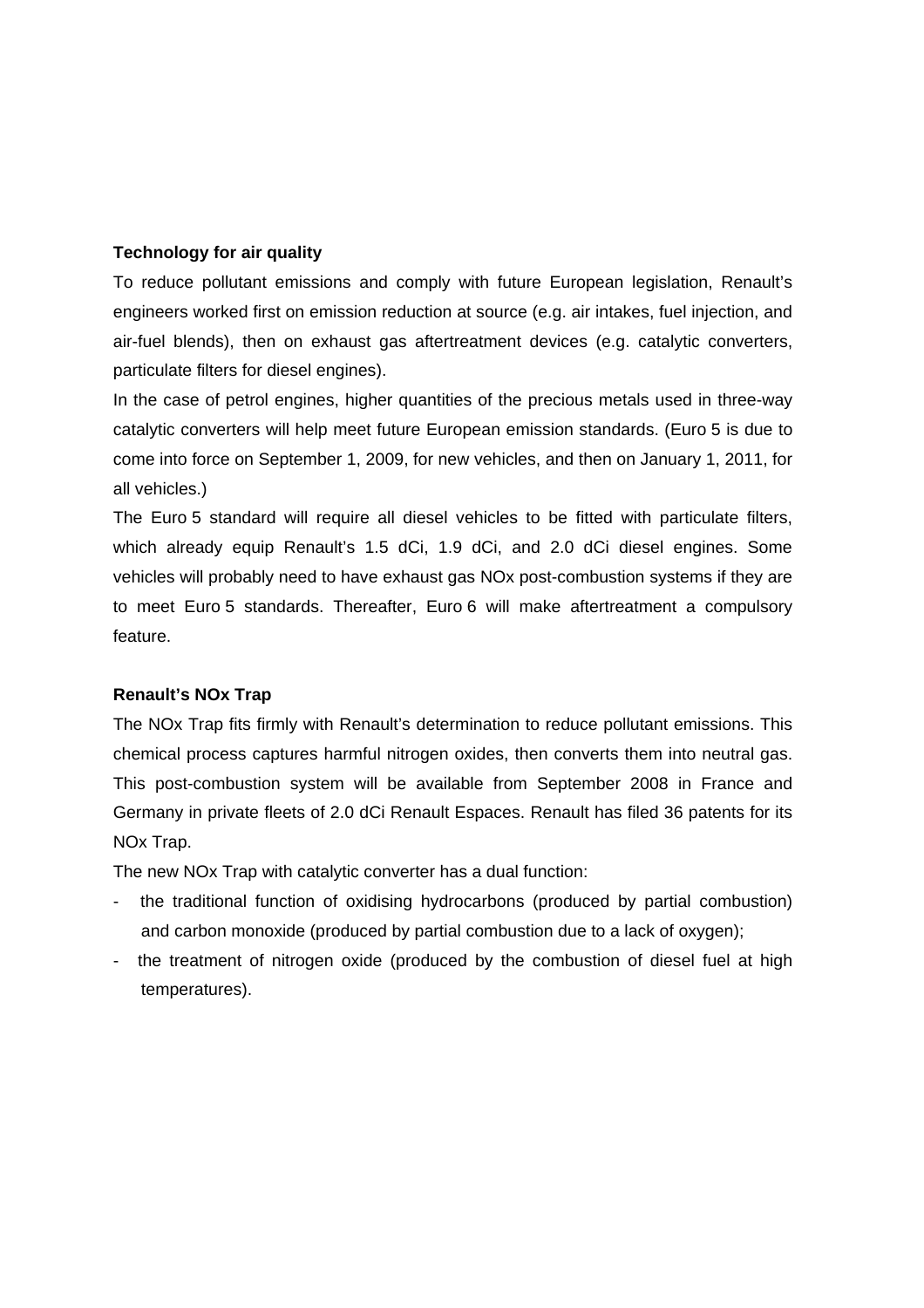**Technology for air quality**

To reduce pollutant emissions and comply with future European legislation, Renault's engineers worked first on emission reduction at source (e.g. air intakes, fuel injection, and air-fuel blends), then on exhaust gas aftertreatment devices (e.g. catalytic converters, particulate filters for diesel engines).

In the case of petrol engines, higher quantities of the precious metals used in three-way catalytic converters will help meet future European emission standards. (Euro 5 is due to come into force on September 1, 2009, for new vehicles, and then on January 1, 2011, for all vehicles.)

The Euro 5 standard will require all diesel vehicles to be fitted with particulate filters, which already equip Renault's 1.5 dCi, 1.9 dCi, and 2.0 dCi diesel engines. Some vehicles will probably need to have exhaust gas NOx post-combustion systems if they are to meet Euro 5 standards. Thereafter, Euro 6 will make aftertreatment a compulsory feature.

**Renault's NOx Trap**

The NOx Trap fits firmly with Renault's determination to reduce pollutant emissions. This chemical process captures harmful nitrogen oxides, then converts them into neutral gas. This post-combustion system will be available from September 2008 in France and Germany in private fleets of 2.0 dCi Renault Espaces. Renault has filed 36 patents for its NOx Trap.

The new NOx Trap with catalytic converter has a dual function:

- the traditional function of oxidising hydrocarbons (produced by partial combustion) and carbon monoxide (produced by partial combustion due to a lack of oxygen);
- the treatment of nitrogen oxide (produced by the combustion of diesel fuel at high temperatures).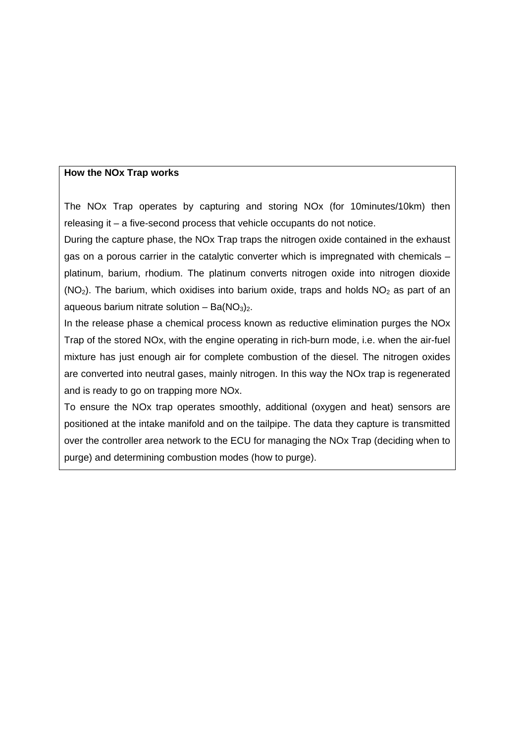**How the NOx Trap works**

The NOx Trap operates by capturing and storing NOx (for 10minutes/10km) then releasing it – a five-second process that vehicle occupants do not notice.

During the capture phase, the NOx Trap traps the nitrogen oxide contained in the exhaust gas on a porous carrier in the catalytic converter which is impregnated with chemicals – platinum, barium, rhodium. The platinum converts nitrogen oxide into nitrogen dioxide ($NO_2$). The barium, which oxidises into barium oxide, traps and holds $NO_2$ as part of an aqueous barium nitrate solution – $Ba(NO_3)_2$.

In the release phase a chemical process known as reductive elimination purges the NOx Trap of the stored NOx, with the engine operating in rich-burn mode, i.e. when the air-fuel mixture has just enough air for complete combustion of the diesel. The nitrogen oxides are converted into neutral gases, mainly nitrogen. In this way the NOx trap is regenerated and is ready to go on trapping more NOx.

To ensure the NOx trap operates smoothly, additional (oxygen and heat) sensors are positioned at the intake manifold and on the tailpipe. The data they capture is transmitted over the controller area network to the ECU for managing the NOx Trap (deciding when to purge) and determining combustion modes (how to purge).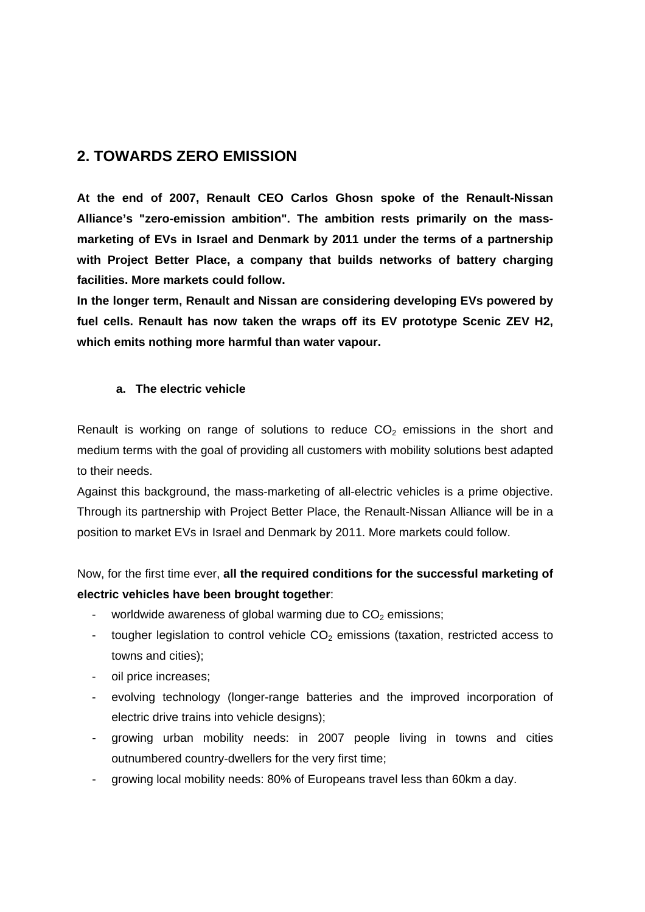## 2. TOWARDS ZERO EMISSION

**At the end of 2007, Renault CEO Carlos Ghosn spoke of the Renault-Nissan Alliance's "zero-emission ambition". The ambition rests primarily on the mass-marketing of EVs in Israel and Denmark by 2011 under the terms of a partnership with Project Better Place, a company that builds networks of battery charging facilities. More markets could follow.**

**In the longer term, Renault and Nissan are considering developing EVs powered by fuel cells. Renault has now taken the wraps off its EV prototype Scenic ZEV H2, which emits nothing more harmful than water vapour.**

### a. The electric vehicle

Renault is working on range of solutions to reduce $CO_2$ emissions in the short and medium terms with the goal of providing all customers with mobility solutions best adapted to their needs.

Against this background, the mass-marketing of all-electric vehicles is a prime objective. Through its partnership with Project Better Place, the Renault-Nissan Alliance will be in a position to market EVs in Israel and Denmark by 2011. More markets could follow.

Now, for the first time ever, **all the required conditions for the successful marketing of electric vehicles have been brought together**:

- worldwide awareness of global warming due to $CO_2$ emissions;
- tougher legislation to control vehicle $CO_2$ emissions (taxation, restricted access to towns and cities);
- oil price increases;
- evolving technology (longer-range batteries and the improved incorporation of electric drive trains into vehicle designs);
- growing urban mobility needs: in 2007 people living in towns and cities outnumbered country-dwellers for the very first time;
- growing local mobility needs: 80% of Europeans travel less than 60km a day.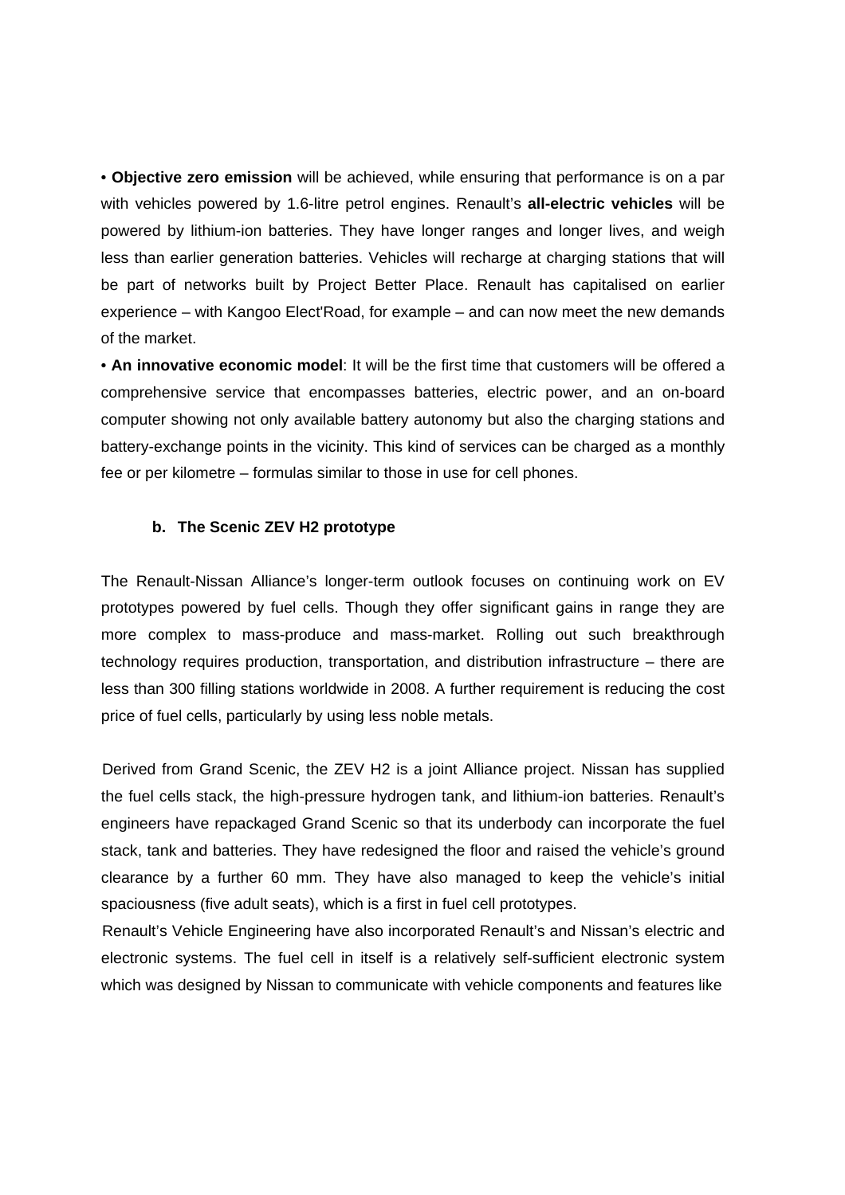- **Objective zero emission** will be achieved, while ensuring that performance is on a par with vehicles powered by 1.6-litre petrol engines. Renault's **all-electric vehicles** will be powered by lithium-ion batteries. They have longer ranges and longer lives, and weigh less than earlier generation batteries. Vehicles will recharge at charging stations that will be part of networks built by Project Better Place. Renault has capitalised on earlier experience – with Kangoo Elect'Road, for example – and can now meet the new demands of the market.
- **An innovative economic model**: It will be the first time that customers will be offered a comprehensive service that encompasses batteries, electric power, and an on-board computer showing not only available battery autonomy but also the charging stations and battery-exchange points in the vicinity. This kind of services can be charged as a monthly fee or per kilometre – formulas similar to those in use for cell phones.

### b. The Scenic ZEV H2 prototype

The Renault-Nissan Alliance's longer-term outlook focuses on continuing work on EV prototypes powered by fuel cells. Though they offer significant gains in range they are more complex to mass-produce and mass-market. Rolling out such breakthrough technology requires production, transportation, and distribution infrastructure – there are less than 300 filling stations worldwide in 2008. A further requirement is reducing the cost price of fuel cells, particularly by using less noble metals.

Derived from Grand Scenic, the ZEV H2 is a joint Alliance project. Nissan has supplied the fuel cells stack, the high-pressure hydrogen tank, and lithium-ion batteries. Renault's engineers have repackaged Grand Scenic so that its underbody can incorporate the fuel stack, tank and batteries. They have redesigned the floor and raised the vehicle's ground clearance by a further 60 mm. They have also managed to keep the vehicle's initial spaciousness (five adult seats), which is a first in fuel cell prototypes.

Renault's Vehicle Engineering have also incorporated Renault's and Nissan's electric and electronic systems. The fuel cell in itself is a relatively self-sufficient electronic system which was designed by Nissan to communicate with vehicle components and features like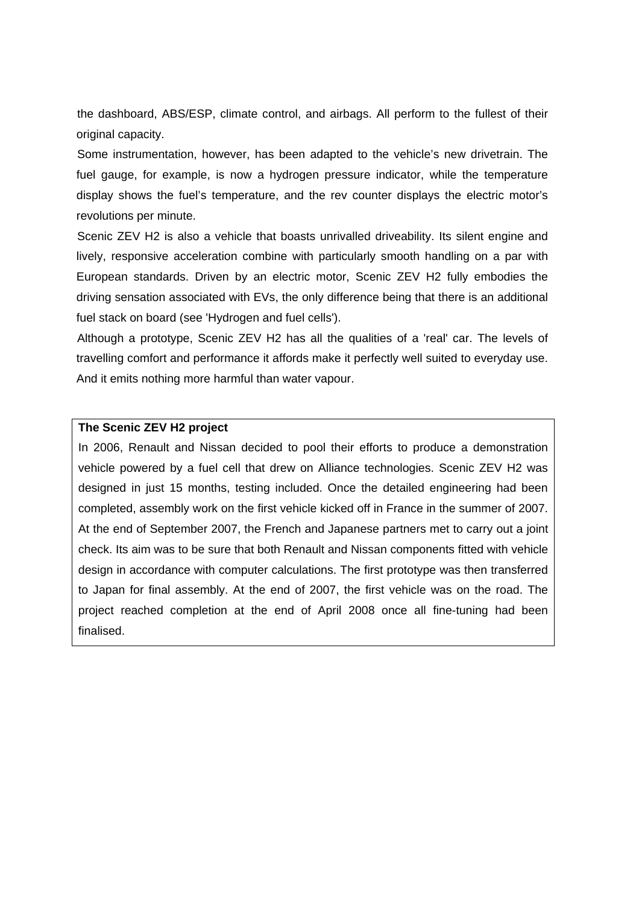the dashboard, ABS/ESP, climate control, and airbags. All perform to the fullest of their original capacity.

Some instrumentation, however, has been adapted to the vehicle's new drivetrain. The fuel gauge, for example, is now a hydrogen pressure indicator, while the temperature display shows the fuel's temperature, and the rev counter displays the electric motor's revolutions per minute.

Scenic ZEV H2 is also a vehicle that boasts unrivalled driveability. Its silent engine and lively, responsive acceleration combine with particularly smooth handling on a par with European standards. Driven by an electric motor, Scenic ZEV H2 fully embodies the driving sensation associated with EVs, the only difference being that there is an additional fuel stack on board (see 'Hydrogen and fuel cells').

Although a prototype, Scenic ZEV H2 has all the qualities of a 'real' car. The levels of travelling comfort and performance it affords make it perfectly well suited to everyday use. And it emits nothing more harmful than water vapour.

**The Scenic ZEV H2 project**

In 2006, Renault and Nissan decided to pool their efforts to produce a demonstration vehicle powered by a fuel cell that drew on Alliance technologies. Scenic ZEV H2 was designed in just 15 months, testing included. Once the detailed engineering had been completed, assembly work on the first vehicle kicked off in France in the summer of 2007. At the end of September 2007, the French and Japanese partners met to carry out a joint check. Its aim was to be sure that both Renault and Nissan components fitted with vehicle design in accordance with computer calculations. The first prototype was then transferred to Japan for final assembly. At the end of 2007, the first vehicle was on the road. The project reached completion at the end of April 2008 once all fine-tuning had been finalised.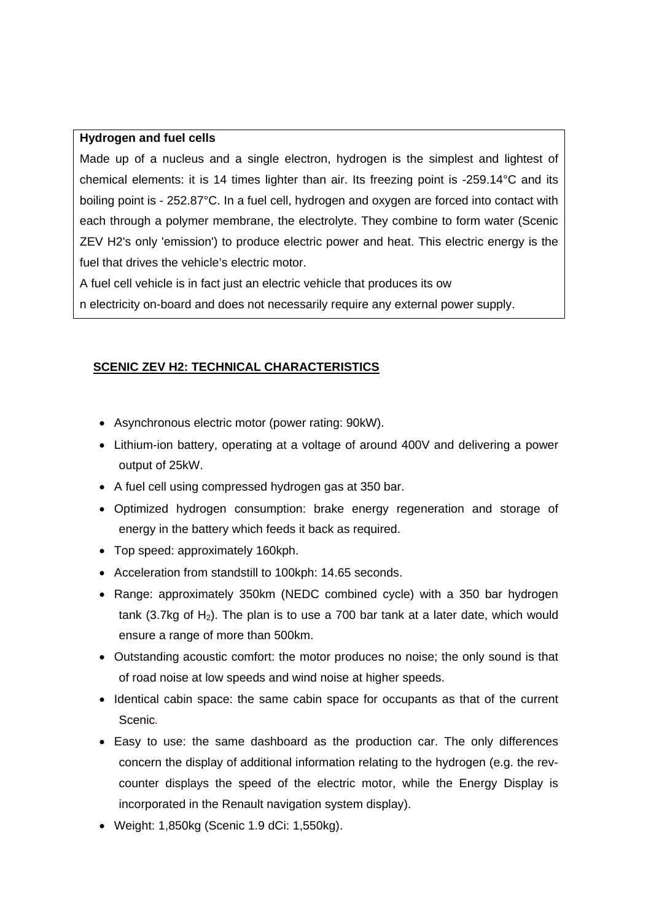**Hydrogen and fuel cells**

Made up of a nucleus and a single electron, hydrogen is the simplest and lightest of chemical elements: it is 14 times lighter than air. Its freezing point is -259.14°C and its boiling point is - 252.87°C. In a fuel cell, hydrogen and oxygen are forced into contact with each through a polymer membrane, the electrolyte. They combine to form water (Scenic ZEV H2's only 'emission') to produce electric power and heat. This electric energy is the fuel that drives the vehicle's electric motor.

A fuel cell vehicle is in fact just an electric vehicle that produces its ow
n electricity on-board and does not necessarily require any external power supply.

## SCENIC ZEV H2: TECHNICAL CHARACTERISTICS

- Asynchronous electric motor (power rating: 90kW).
- Lithium-ion battery, operating at a voltage of around 400V and delivering a power output of 25kW.
- A fuel cell using compressed hydrogen gas at 350 bar.
- Optimized hydrogen consumption: brake energy regeneration and storage of energy in the battery which feeds it back as required.
- Top speed: approximately 160kph.
- Acceleration from standstill to 100kph: 14.65 seconds.
- Range: approximately 350km (NEDC combined cycle) with a 350 bar hydrogen tank (3.7kg of $H_2$). The plan is to use a 700 bar tank at a later date, which would ensure a range of more than 500km.
- Outstanding acoustic comfort: the motor produces no noise; the only sound is that of road noise at low speeds and wind noise at higher speeds.
- Identical cabin space: the same cabin space for occupants as that of the current Scenic.
- Easy to use: the same dashboard as the production car. The only differences concern the display of additional information relating to the hydrogen (e.g. the rev-counter displays the speed of the electric motor, while the Energy Display is incorporated in the Renault navigation system display).
- Weight: 1,850kg (Scenic 1.9 dCi: 1,550kg).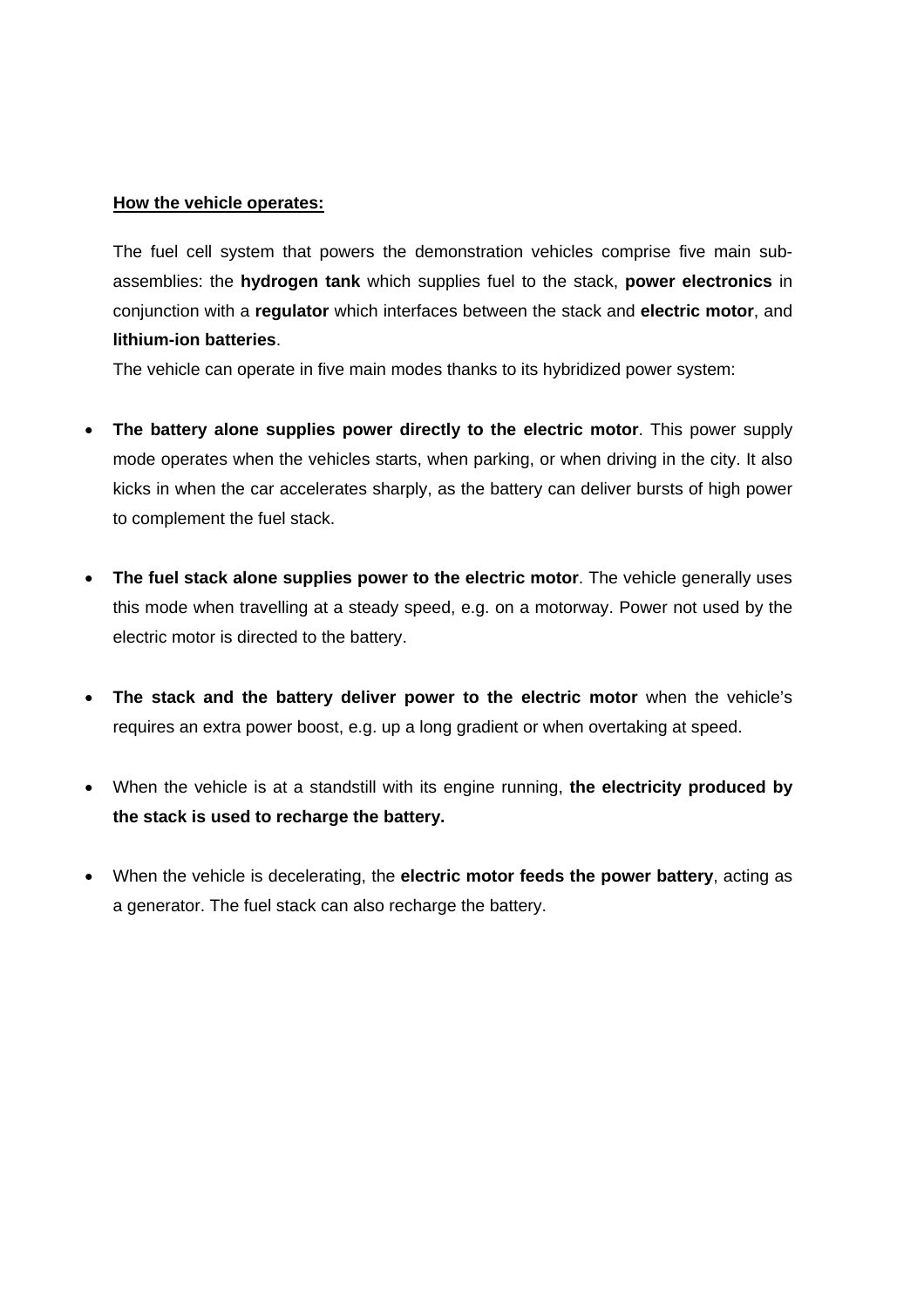**<u>How the vehicle operates:</u>**

The fuel cell system that powers the demonstration vehicles comprise five main sub-assemblies: the **hydrogen tank** which supplies fuel to the stack, **power electronics** in conjunction with a **regulator** which interfaces between the stack and **electric motor**, and **lithium-ion batteries**.

The vehicle can operate in five main modes thanks to its hybridized power system:

- **The battery alone supplies power directly to the electric motor**. This power supply mode operates when the vehicles starts, when parking, or when driving in the city. It also kicks in when the car accelerates sharply, as the battery can deliver bursts of high power to complement the fuel stack.

- **The fuel stack alone supplies power to the electric motor**. The vehicle generally uses this mode when travelling at a steady speed, e.g. on a motorway. Power not used by the electric motor is directed to the battery.

- **The stack and the battery deliver power to the electric motor** when the vehicle's requires an extra power boost, e.g. up a long gradient or when overtaking at speed.

- When the vehicle is at a standstill with its engine running, **the electricity produced by the stack is used to recharge the battery.**

- When the vehicle is decelerating, the **electric motor feeds the power battery**, acting as a generator. The fuel stack can also recharge the battery.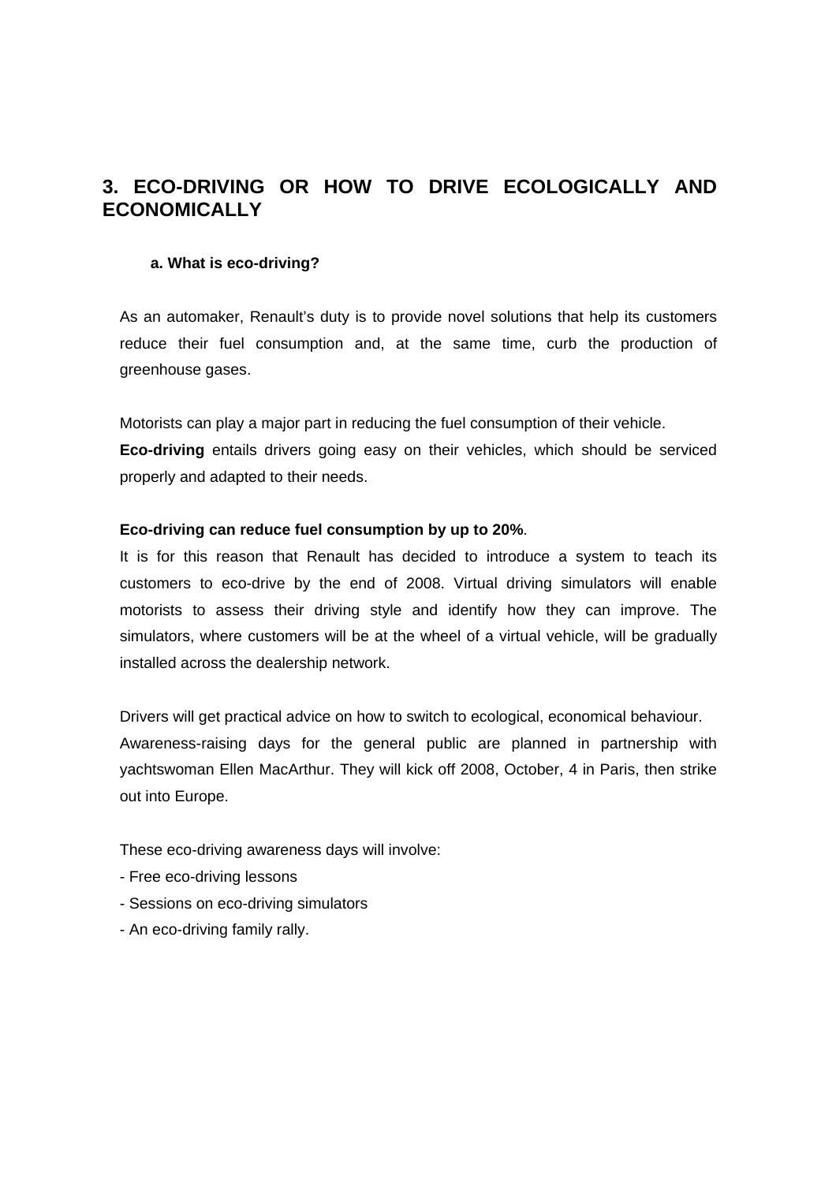## 3. ECO-DRIVING OR HOW TO DRIVE ECOLOGICALLY AND ECONOMICALLY

### a. What is eco-driving?

As an automaker, Renault's duty is to provide novel solutions that help its customers reduce their fuel consumption and, at the same time, curb the production of greenhouse gases.

Motorists can play a major part in reducing the fuel consumption of their vehicle.
**Eco-driving** entails drivers going easy on their vehicles, which should be serviced properly and adapted to their needs.

**Eco-driving can reduce fuel consumption by up to 20%**.
It is for this reason that Renault has decided to introduce a system to teach its customers to eco-drive by the end of 2008. Virtual driving simulators will enable motorists to assess their driving style and identify how they can improve. The simulators, where customers will be at the wheel of a virtual vehicle, will be gradually installed across the dealership network.

Drivers will get practical advice on how to switch to ecological, economical behaviour.
Awareness-raising days for the general public are planned in partnership with yachtswoman Ellen MacArthur. They will kick off 2008, October, 4 in Paris, then strike out into Europe.

These eco-driving awareness days will involve:
- Free eco-driving lessons
- Sessions on eco-driving simulators
- An eco-driving family rally.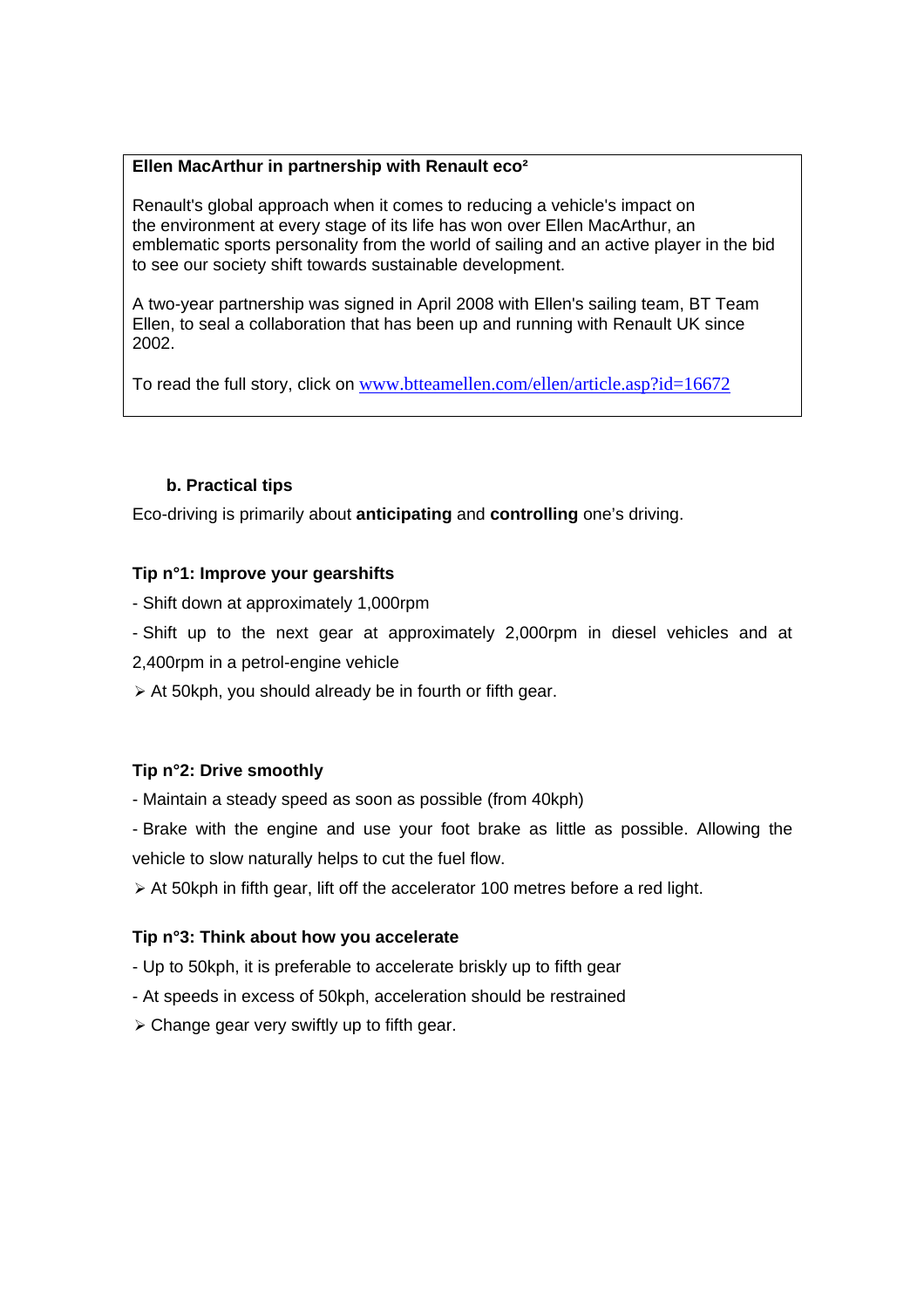**Ellen MacArthur in partnership with Renault eco²**

Renault's global approach when it comes to reducing a vehicle's impact on the environment at every stage of its life has won over Ellen MacArthur, an emblematic sports personality from the world of sailing and an active player in the bid to see our society shift towards sustainable development.

A two-year partnership was signed in April 2008 with Ellen's sailing team, BT Team Ellen, to seal a collaboration that has been up and running with Renault UK since 2002.

To read the full story, click on [www.btteamellen.com/ellen/article.asp?id=16672](www.btteamellen.com/ellen/article.asp?id=16672)

### b. Practical tips

Eco-driving is primarily about **anticipating** and **controlling** one's driving.

**Tip n°1: Improve your gearshifts**

- Shift down at approximately 1,000rpm
- Shift up to the next gear at approximately 2,000rpm in diesel vehicles and at 2,400rpm in a petrol-engine vehicle

➢ At 50kph, you should already be in fourth or fifth gear.

**Tip n°2: Drive smoothly**

- Maintain a steady speed as soon as possible (from 40kph)
- Brake with the engine and use your foot brake as little as possible. Allowing the vehicle to slow naturally helps to cut the fuel flow.

➢ At 50kph in fifth gear, lift off the accelerator 100 metres before a red light.

**Tip n°3: Think about how you accelerate**

- Up to 50kph, it is preferable to accelerate briskly up to fifth gear
- At speeds in excess of 50kph, acceleration should be restrained

➢ Change gear very swiftly up to fifth gear.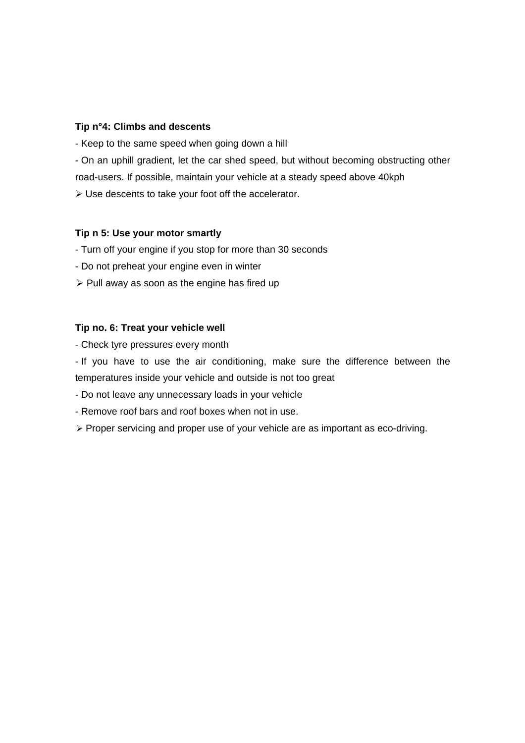**Tip n°4: Climbs and descents**

- Keep to the same speed when going down a hill
- On an uphill gradient, let the car shed speed, but without becoming obstructing other road-users. If possible, maintain your vehicle at a steady speed above 40kph

➢ Use descents to take your foot off the accelerator.

**Tip n 5: Use your motor smartly**

- Turn off your engine if you stop for more than 30 seconds
- Do not preheat your engine even in winter

➢ Pull away as soon as the engine has fired up

**Tip no. 6: Treat your vehicle well**

- Check tyre pressures every month
- If you have to use the air conditioning, make sure the difference between the temperatures inside your vehicle and outside is not too great
- Do not leave any unnecessary loads in your vehicle
- Remove roof bars and roof boxes when not in use.

➢ Proper servicing and proper use of your vehicle are as important as eco-driving.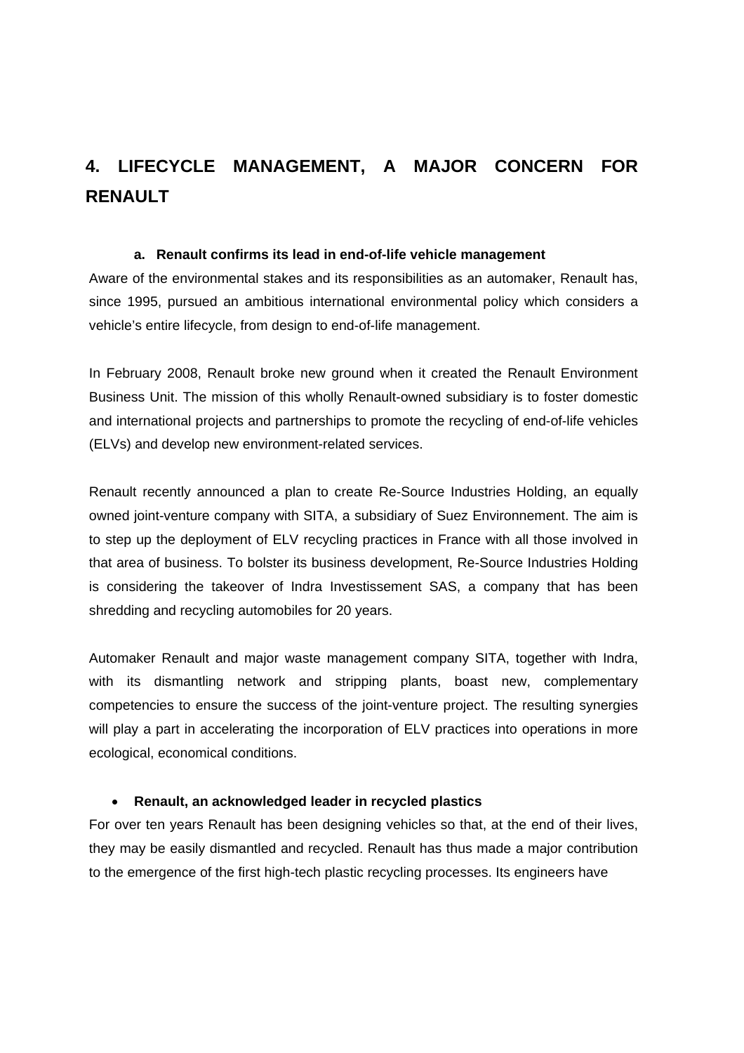# 4. LIFECYCLE MANAGEMENT, A MAJOR CONCERN FOR RENAULT

## a. Renault confirms its lead in end-of-life vehicle management

Aware of the environmental stakes and its responsibilities as an automaker, Renault has, since 1995, pursued an ambitious international environmental policy which considers a vehicle's entire lifecycle, from design to end-of-life management.

In February 2008, Renault broke new ground when it created the Renault Environment Business Unit. The mission of this wholly Renault-owned subsidiary is to foster domestic and international projects and partnerships to promote the recycling of end-of-life vehicles (ELVs) and develop new environment-related services.

Renault recently announced a plan to create Re-Source Industries Holding, an equally owned joint-venture company with SITA, a subsidiary of Suez Environnement. The aim is to step up the deployment of ELV recycling practices in France with all those involved in that area of business. To bolster its business development, Re-Source Industries Holding is considering the takeover of Indra Investissement SAS, a company that has been shredding and recycling automobiles for 20 years.

Automaker Renault and major waste management company SITA, together with Indra, with its dismantling network and stripping plants, boast new, complementary competencies to ensure the success of the joint-venture project. The resulting synergies will play a part in accelerating the incorporation of ELV practices into operations in more ecological, economical conditions.

- **Renault, an acknowledged leader in recycled plastics**

For over ten years Renault has been designing vehicles so that, at the end of their lives, they may be easily dismantled and recycled. Renault has thus made a major contribution to the emergence of the first high-tech plastic recycling processes. Its engineers have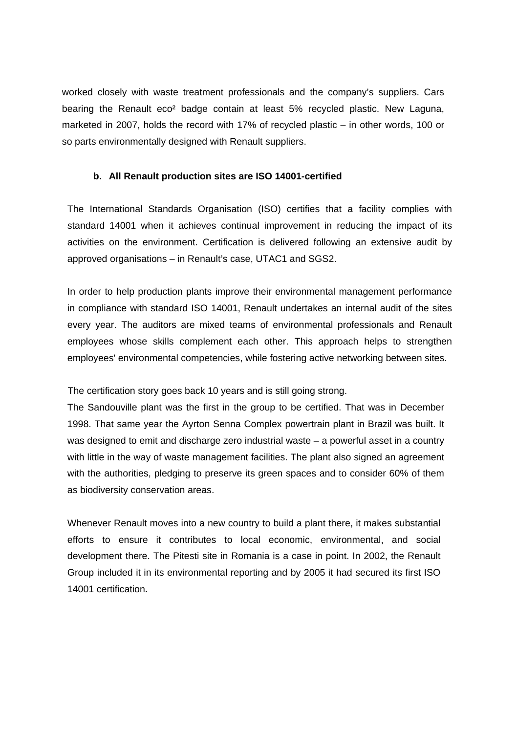worked closely with waste treatment professionals and the company's suppliers. Cars bearing the Renault eco² badge contain at least 5% recycled plastic. New Laguna, marketed in 2007, holds the record with 17% of recycled plastic – in other words, 100 or so parts environmentally designed with Renault suppliers.

**b. All Renault production sites are ISO 14001-certified**

The International Standards Organisation (ISO) certifies that a facility complies with standard 14001 when it achieves continual improvement in reducing the impact of its activities on the environment. Certification is delivered following an extensive audit by approved organisations – in Renault's case, UTAC1 and SGS2.

In order to help production plants improve their environmental management performance in compliance with standard ISO 14001, Renault undertakes an internal audit of the sites every year. The auditors are mixed teams of environmental professionals and Renault employees whose skills complement each other. This approach helps to strengthen employees' environmental competencies, while fostering active networking between sites.

The certification story goes back 10 years and is still going strong.
The Sandouville plant was the first in the group to be certified. That was in December 1998. That same year the Ayrton Senna Complex powertrain plant in Brazil was built. It was designed to emit and discharge zero industrial waste – a powerful asset in a country with little in the way of waste management facilities. The plant also signed an agreement with the authorities, pledging to preserve its green spaces and to consider 60% of them as biodiversity conservation areas.

Whenever Renault moves into a new country to build a plant there, it makes substantial efforts to ensure it contributes to local economic, environmental, and social development there. The Pitesti site in Romania is a case in point. In 2002, the Renault Group included it in its environmental reporting and by 2005 it had secured its first ISO 14001 certification**.**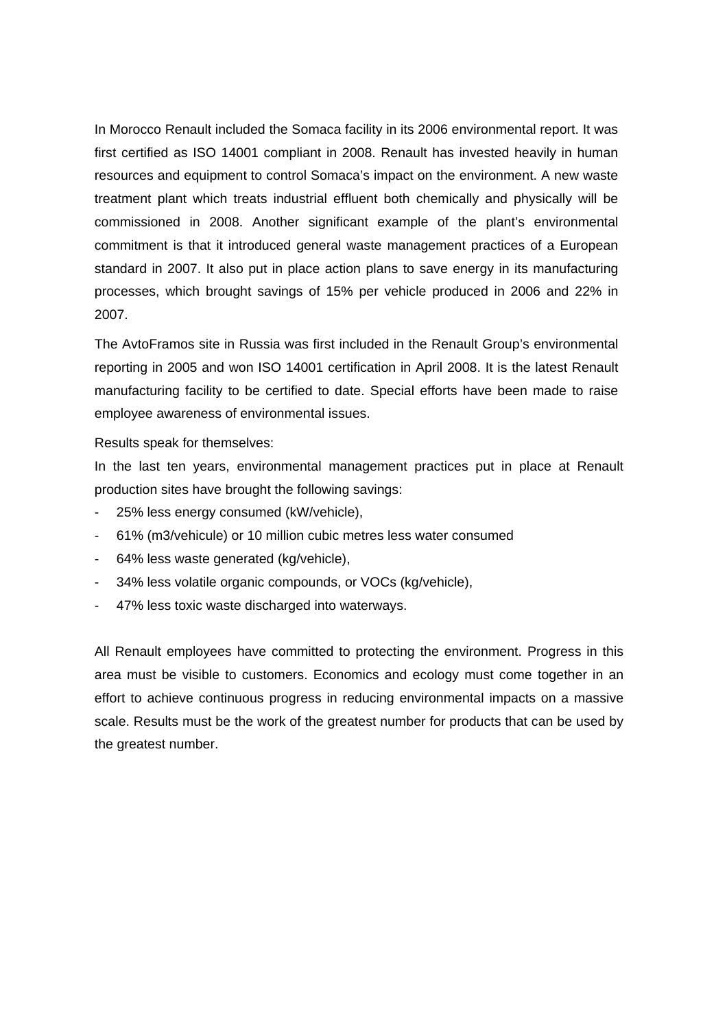In Morocco Renault included the Somaca facility in its 2006 environmental report. It was first certified as ISO 14001 compliant in 2008. Renault has invested heavily in human resources and equipment to control Somaca's impact on the environment. A new waste treatment plant which treats industrial effluent both chemically and physically will be commissioned in 2008. Another significant example of the plant's environmental commitment is that it introduced general waste management practices of a European standard in 2007. It also put in place action plans to save energy in its manufacturing processes, which brought savings of 15% per vehicle produced in 2006 and 22% in 2007.

The AvtoFramos site in Russia was first included in the Renault Group's environmental reporting in 2005 and won ISO 14001 certification in April 2008. It is the latest Renault manufacturing facility to be certified to date. Special efforts have been made to raise employee awareness of environmental issues.

Results speak for themselves:

In the last ten years, environmental management practices put in place at Renault production sites have brought the following savings:

- 25% less energy consumed (kW/vehicle),
- 61% (m3/vehicule) or 10 million cubic metres less water consumed
- 64% less waste generated (kg/vehicle),
- 34% less volatile organic compounds, or VOCs (kg/vehicle),
- 47% less toxic waste discharged into waterways.

All Renault employees have committed to protecting the environment. Progress in this area must be visible to customers. Economics and ecology must come together in an effort to achieve continuous progress in reducing environmental impacts on a massive scale. Results must be the work of the greatest number for products that can be used by the greatest number.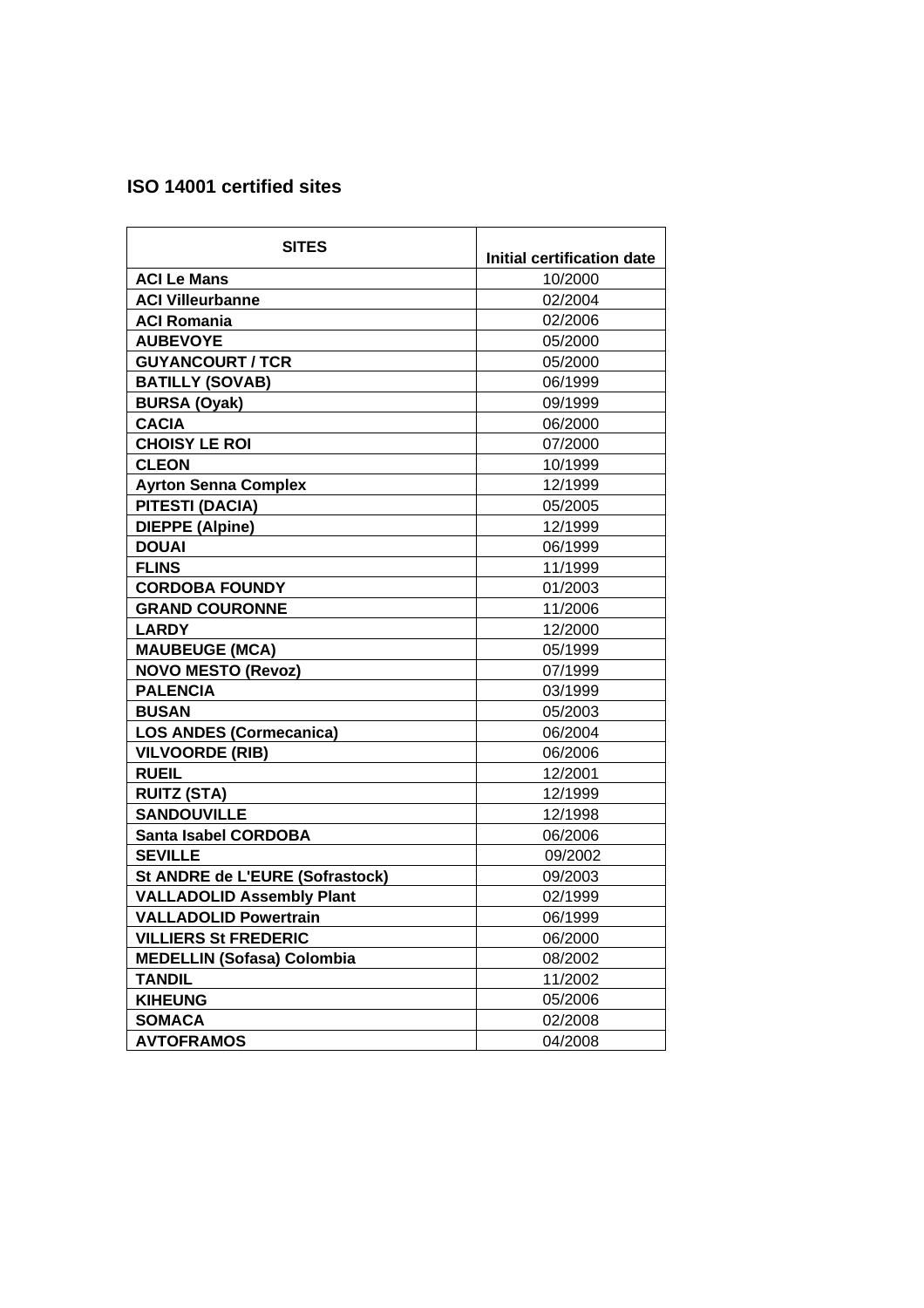## ISO 14001 certified sites

| SITES | Initial certification date |
|---|---|
| **ACI Le Mans** | 10/2000 |
| **ACI Villeurbanne** | 02/2004 |
| **ACI Romania** | 02/2006 |
| **AUBEVOYE** | 05/2000 |
| **GUYANCOURT / TCR** | 05/2000 |
| **BATILLY (SOVAB)** | 06/1999 |
| **BURSA (Oyak)** | 09/1999 |
| **CACIA** | 06/2000 |
| **CHOISY LE ROI** | 07/2000 |
| **CLEON** | 10/1999 |
| **Ayrton Senna Complex** | 12/1999 |
| **PITESTI (DACIA)** | 05/2005 |
| **DIEPPE (Alpine)** | 12/1999 |
| **DOUAI** | 06/1999 |
| **FLINS** | 11/1999 |
| **CORDOBA FOUNDY** | 01/2003 |
| **GRAND COURONNE** | 11/2006 |
| **LARDY** | 12/2000 |
| **MAUBEUGE (MCA)** | 05/1999 |
| **NOVO MESTO (Revoz)** | 07/1999 |
| **PALENCIA** | 03/1999 |
| **BUSAN** | 05/2003 |
| **LOS ANDES (Cormecanica)** | 06/2004 |
| **VILVOORDE (RIB)** | 06/2006 |
| **RUEIL** | 12/2001 |
| **RUITZ (STA)** | 12/1999 |
| **SANDOUVILLE** | 12/1998 |
| **Santa Isabel CORDOBA** | 06/2006 |
| **SEVILLE** | 09/2002 |
| **St ANDRE de L'EURE (Sofrastock)** | 09/2003 |
| **VALLADOLID Assembly Plant** | 02/1999 |
| **VALLADOLID Powertrain** | 06/1999 |
| **VILLIERS St FREDERIC** | 06/2000 |
| **MEDELLIN (Sofasa) Colombia** | 08/2002 |
| **TANDIL** | 11/2002 |
| **KIHEUNG** | 05/2006 |
| **SOMACA** | 02/2008 |
| **AVTOFRAMOS** | 04/2008 |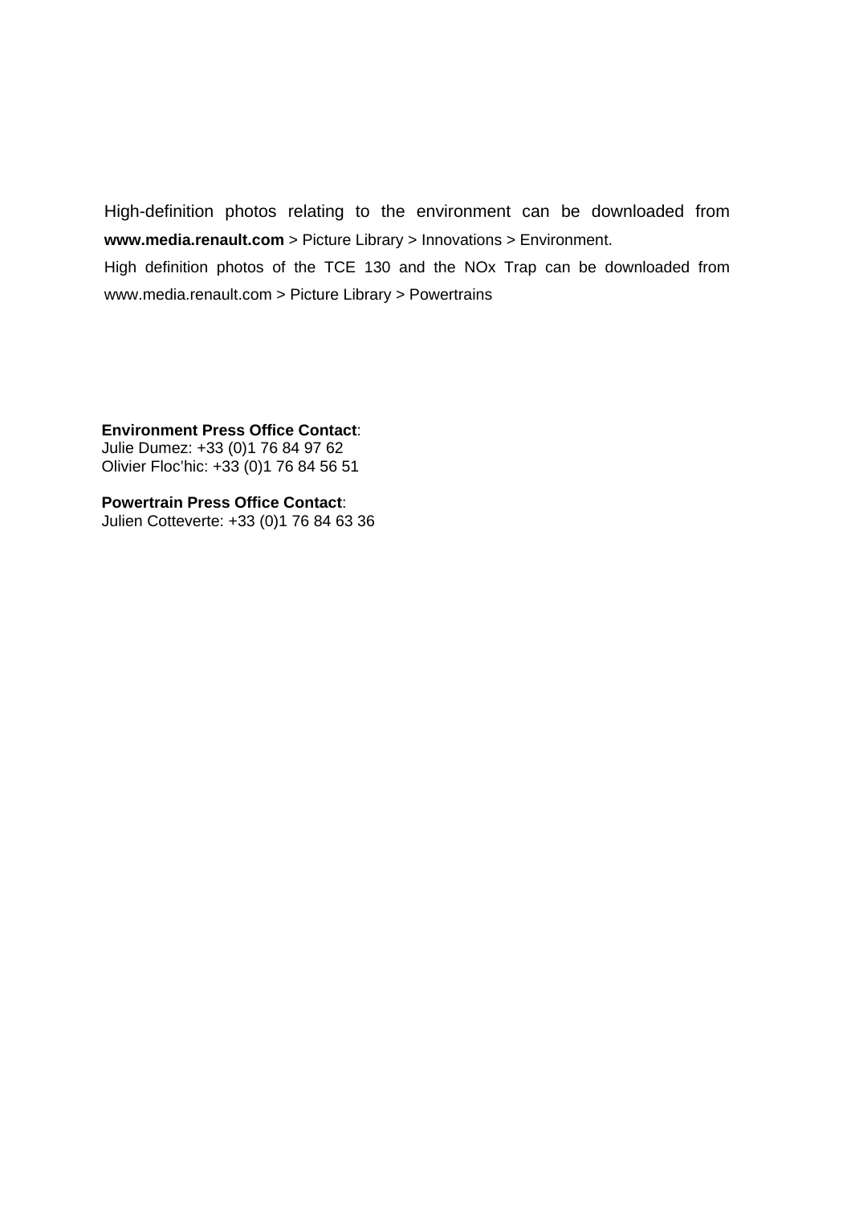High-definition photos relating to the environment can be downloaded from **www.media.renault.com** > Picture Library > Innovations > Environment.

High definition photos of the TCE 130 and the NOx Trap can be downloaded from www.media.renault.com > Picture Library > Powertrains

**Environment Press Office Contact**:
Julie Dumez: +33 (0)1 76 84 97 62
Olivier Floc'hic: +33 (0)1 76 84 56 51

**Powertrain Press Office Contact**:
Julien Cotteverte: +33 (0)1 76 84 63 36